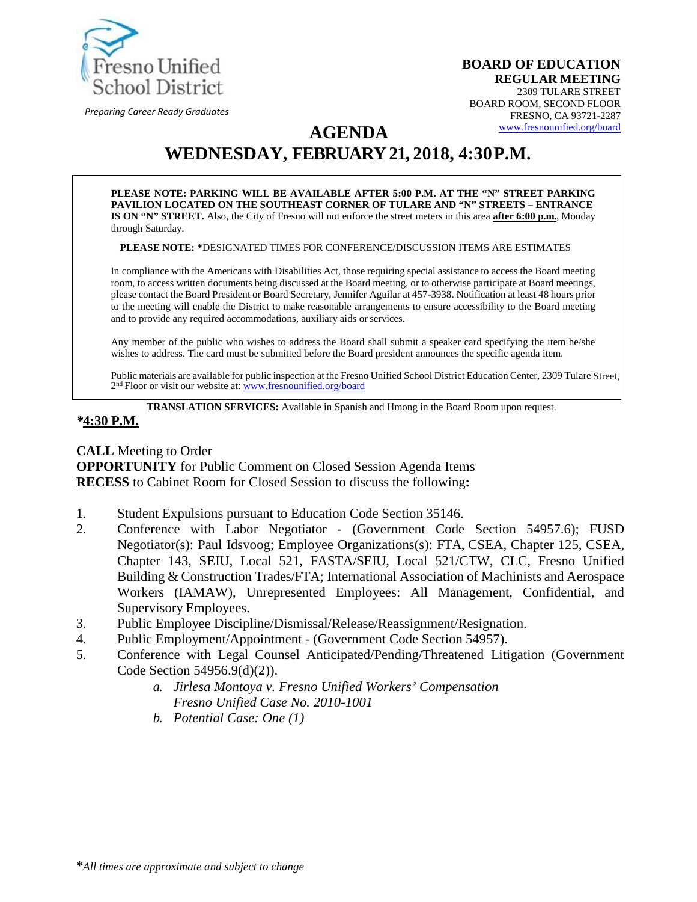Fresno Unified School District

*Preparing Career Ready Graduates*

**BOARD OF EDUCATION**
**REGULAR MEETING**
2309 TULARE STREET
BOARD ROOM, SECOND FLOOR
FRESNO, CA 93721-2287
www.fresnounified.org/board

# AGENDA

# WEDNESDAY, FEBRUARY 21, 2018, 4:30 P.M.

**PLEASE NOTE: PARKING WILL BE AVAILABLE AFTER 5:00 P.M. AT THE "N" STREET PARKING PAVILION LOCATED ON THE SOUTHEAST CORNER OF TULARE AND "N" STREETS – ENTRANCE IS ON "N" STREET.** Also, the City of Fresno will not enforce the street meters in this area **after 6:00 p.m.**, Monday through Saturday.

**PLEASE NOTE: ***DESIGNATED TIMES FOR CONFERENCE/DISCUSSION ITEMS ARE ESTIMATES

In compliance with the Americans with Disabilities Act, those requiring special assistance to access the Board meeting room, to access written documents being discussed at the Board meeting, or to otherwise participate at Board meetings, please contact the Board President or Board Secretary, Jennifer Aguilar at 457-3938. Notification at least 48 hours prior to the meeting will enable the District to make reasonable arrangements to ensure accessibility to the Board meeting and to provide any required accommodations, auxiliary aids or services.

Any member of the public who wishes to address the Board shall submit a speaker card specifying the item he/she wishes to address. The card must be submitted before the Board president announces the specific agenda item.

Public materials are available for public inspection at the Fresno Unified School District Education Center, 2309 Tulare Street, 2nd Floor or visit our website at: www.fresnounified.org/board

**TRANSLATION SERVICES:** Available in Spanish and Hmong in the Board Room upon request.

***4:30 P.M.**

**CALL** Meeting to Order
**OPPORTUNITY** for Public Comment on Closed Session Agenda Items
**RECESS** to Cabinet Room for Closed Session to discuss the following**:**

1. Student Expulsions pursuant to Education Code Section 35146.
2. Conference with Labor Negotiator - (Government Code Section 54957.6); FUSD Negotiator(s): Paul Idsvoog; Employee Organizations(s): FTA, CSEA, Chapter 125, CSEA, Chapter 143, SEIU, Local 521, FASTA/SEIU, Local 521/CTW, CLC, Fresno Unified Building & Construction Trades/FTA; International Association of Machinists and Aerospace Workers (IAMAW), Unrepresented Employees: All Management, Confidential, and Supervisory Employees.
3. Public Employee Discipline/Dismissal/Release/Reassignment/Resignation.
4. Public Employment/Appointment - (Government Code Section 54957).
5. Conference with Legal Counsel Anticipated/Pending/Threatened Litigation (Government Code Section 54956.9(d)(2)).
   a. *Jirlesa Montoya v. Fresno Unified Workers' Compensation Fresno Unified Case No. 2010-1001*
   b. *Potential Case: One (1)*

**All times are approximate and subject to change*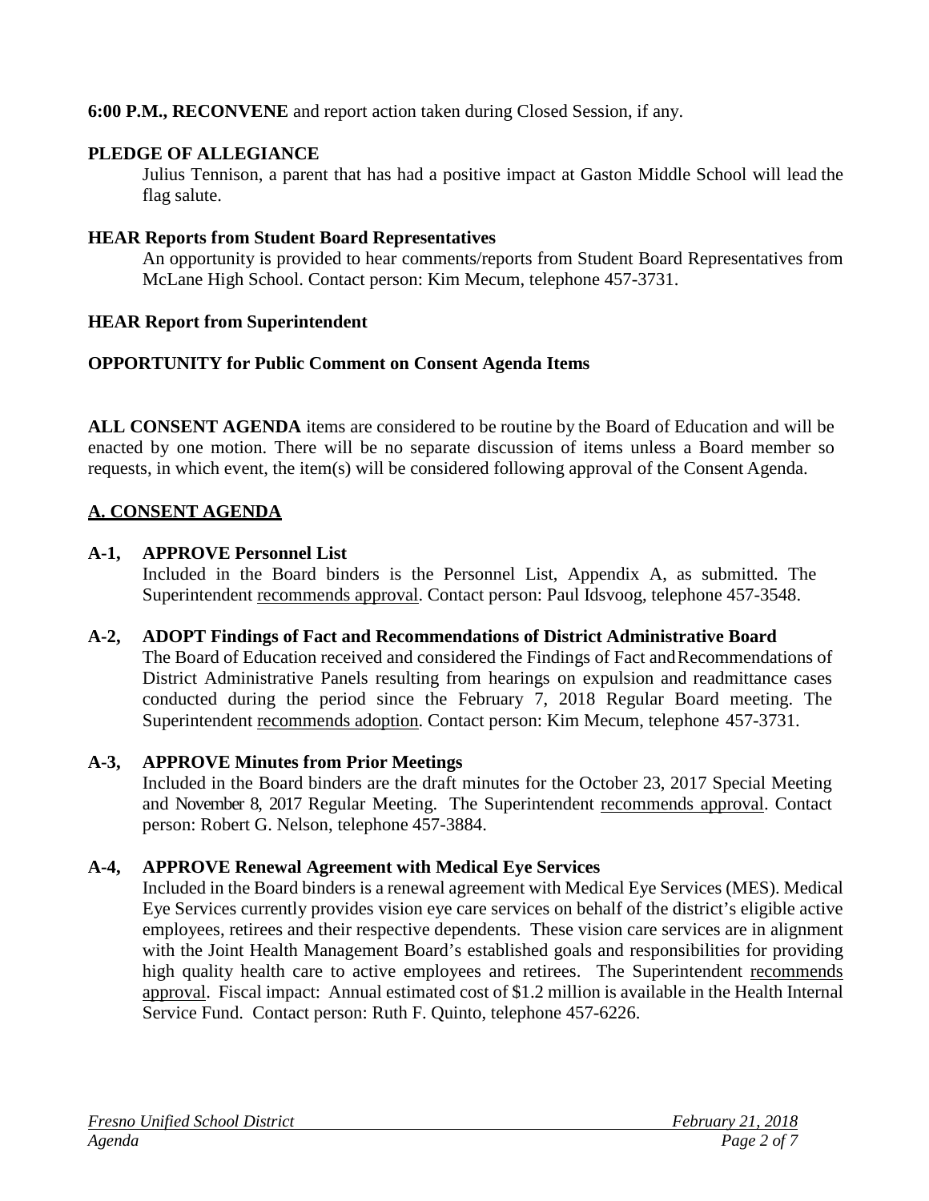**6:00 P.M., RECONVENE** and report action taken during Closed Session, if any.

**PLEDGE OF ALLEGIANCE**

Julius Tennison, a parent that has had a positive impact at Gaston Middle School will lead the flag salute.

**HEAR Reports from Student Board Representatives**

An opportunity is provided to hear comments/reports from Student Board Representatives from McLane High School. Contact person: Kim Mecum, telephone 457-3731.

**HEAR Report from Superintendent**

**OPPORTUNITY for Public Comment on Consent Agenda Items**

**ALL CONSENT AGENDA** items are considered to be routine by the Board of Education and will be enacted by one motion. There will be no separate discussion of items unless a Board member so requests, in which event, the item(s) will be considered following approval of the Consent Agenda.

## A. CONSENT AGENDA

**A-1, APPROVE Personnel List**

Included in the Board binders is the Personnel List, Appendix A, as submitted. The Superintendent recommends approval. Contact person: Paul Idsvoog, telephone 457-3548.

**A-2, ADOPT Findings of Fact and Recommendations of District Administrative Board**

The Board of Education received and considered the Findings of Fact and Recommendations of District Administrative Panels resulting from hearings on expulsion and readmittance cases conducted during the period since the February 7, 2018 Regular Board meeting. The Superintendent recommends adoption. Contact person: Kim Mecum, telephone 457-3731.

**A-3, APPROVE Minutes from Prior Meetings**

Included in the Board binders are the draft minutes for the October 23, 2017 Special Meeting and November 8, 2017 Regular Meeting. The Superintendent recommends approval. Contact person: Robert G. Nelson, telephone 457-3884.

**A-4, APPROVE Renewal Agreement with Medical Eye Services**

Included in the Board binders is a renewal agreement with Medical Eye Services (MES). Medical Eye Services currently provides vision eye care services on behalf of the district's eligible active employees, retirees and their respective dependents. These vision care services are in alignment with the Joint Health Management Board's established goals and responsibilities for providing high quality health care to active employees and retirees. The Superintendent recommends approval. Fiscal impact: Annual estimated cost of $1.2 million is available in the Health Internal Service Fund. Contact person: Ruth F. Quinto, telephone 457-6226.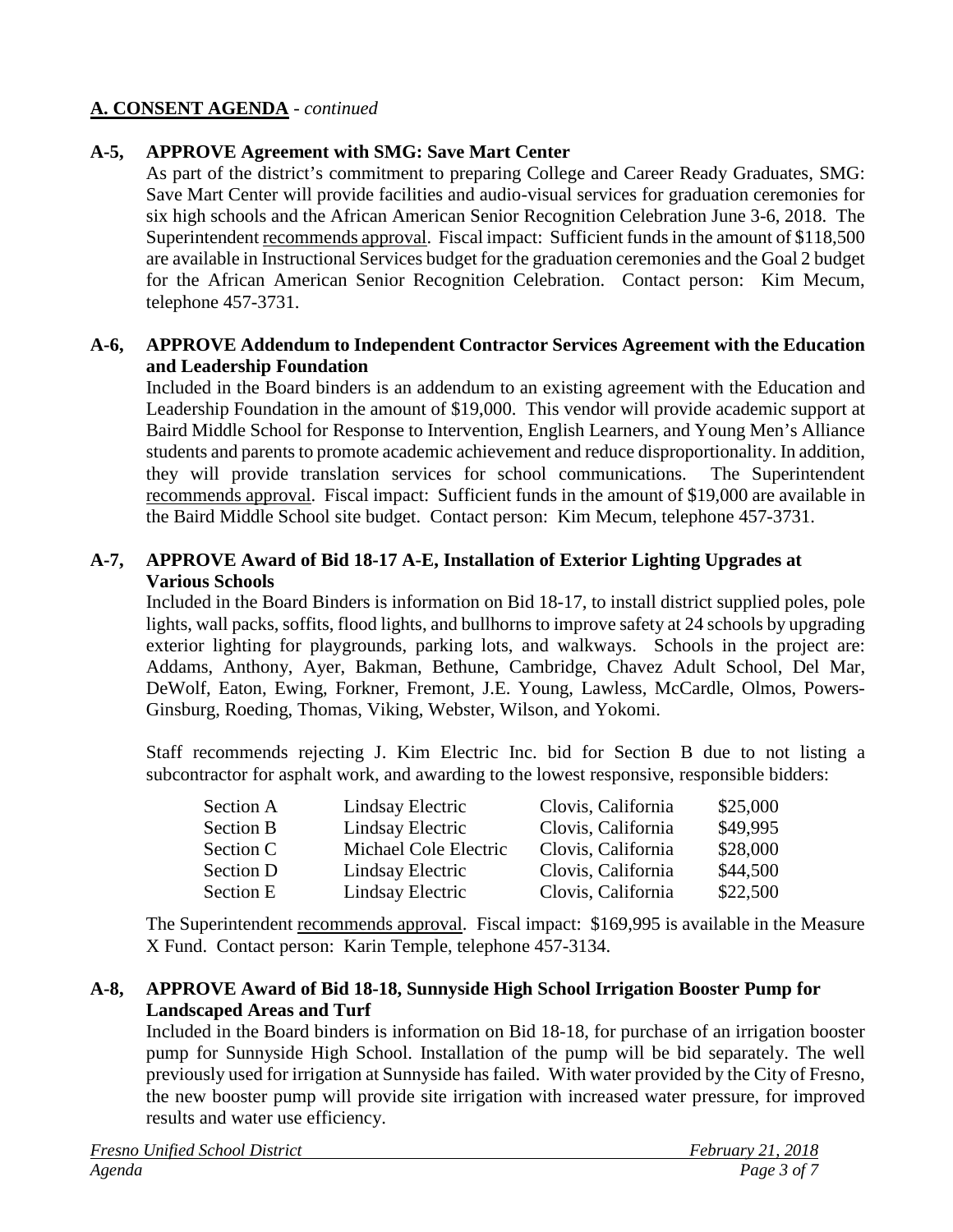## A. CONSENT AGENDA - *continued*

**A-5, APPROVE Agreement with SMG: Save Mart Center**

As part of the district's commitment to preparing College and Career Ready Graduates, SMG: Save Mart Center will provide facilities and audio-visual services for graduation ceremonies for six high schools and the African American Senior Recognition Celebration June 3-6, 2018. The Superintendent recommends approval. Fiscal impact: Sufficient funds in the amount of $118,500 are available in Instructional Services budget for the graduation ceremonies and the Goal 2 budget for the African American Senior Recognition Celebration. Contact person: Kim Mecum, telephone 457-3731.

**A-6, APPROVE Addendum to Independent Contractor Services Agreement with the Education and Leadership Foundation**

Included in the Board binders is an addendum to an existing agreement with the Education and Leadership Foundation in the amount of $19,000. This vendor will provide academic support at Baird Middle School for Response to Intervention, English Learners, and Young Men's Alliance students and parents to promote academic achievement and reduce disproportionality. In addition, they will provide translation services for school communications. The Superintendent recommends approval. Fiscal impact: Sufficient funds in the amount of $19,000 are available in the Baird Middle School site budget. Contact person: Kim Mecum, telephone 457-3731.

**A-7, APPROVE Award of Bid 18-17 A-E, Installation of Exterior Lighting Upgrades at Various Schools**

Included in the Board Binders is information on Bid 18-17, to install district supplied poles, pole lights, wall packs, soffits, flood lights, and bullhorns to improve safety at 24 schools by upgrading exterior lighting for playgrounds, parking lots, and walkways. Schools in the project are: Addams, Anthony, Ayer, Bakman, Bethune, Cambridge, Chavez Adult School, Del Mar, DeWolf, Eaton, Ewing, Forkner, Fremont, J.E. Young, Lawless, McCardle, Olmos, Powers-Ginsburg, Roeding, Thomas, Viking, Webster, Wilson, and Yokomi.

Staff recommends rejecting J. Kim Electric Inc. bid for Section B due to not listing a subcontractor for asphalt work, and awarding to the lowest responsive, responsible bidders:

| Section | Bidder | Location | Amount |
|---|---|---|---|
| Section A | Lindsay Electric | Clovis, California | $25,000 |
| Section B | Lindsay Electric | Clovis, California | $49,995 |
| Section C | Michael Cole Electric | Clovis, California | $28,000 |
| Section D | Lindsay Electric | Clovis, California | $44,500 |
| Section E | Lindsay Electric | Clovis, California | $22,500 |

The Superintendent recommends approval. Fiscal impact: $169,995 is available in the Measure X Fund. Contact person: Karin Temple, telephone 457-3134.

**A-8, APPROVE Award of Bid 18-18, Sunnyside High School Irrigation Booster Pump for Landscaped Areas and Turf**

Included in the Board binders is information on Bid 18-18, for purchase of an irrigation booster pump for Sunnyside High School. Installation of the pump will be bid separately. The well previously used for irrigation at Sunnyside has failed. With water provided by the City of Fresno, the new booster pump will provide site irrigation with increased water pressure, for improved results and water use efficiency.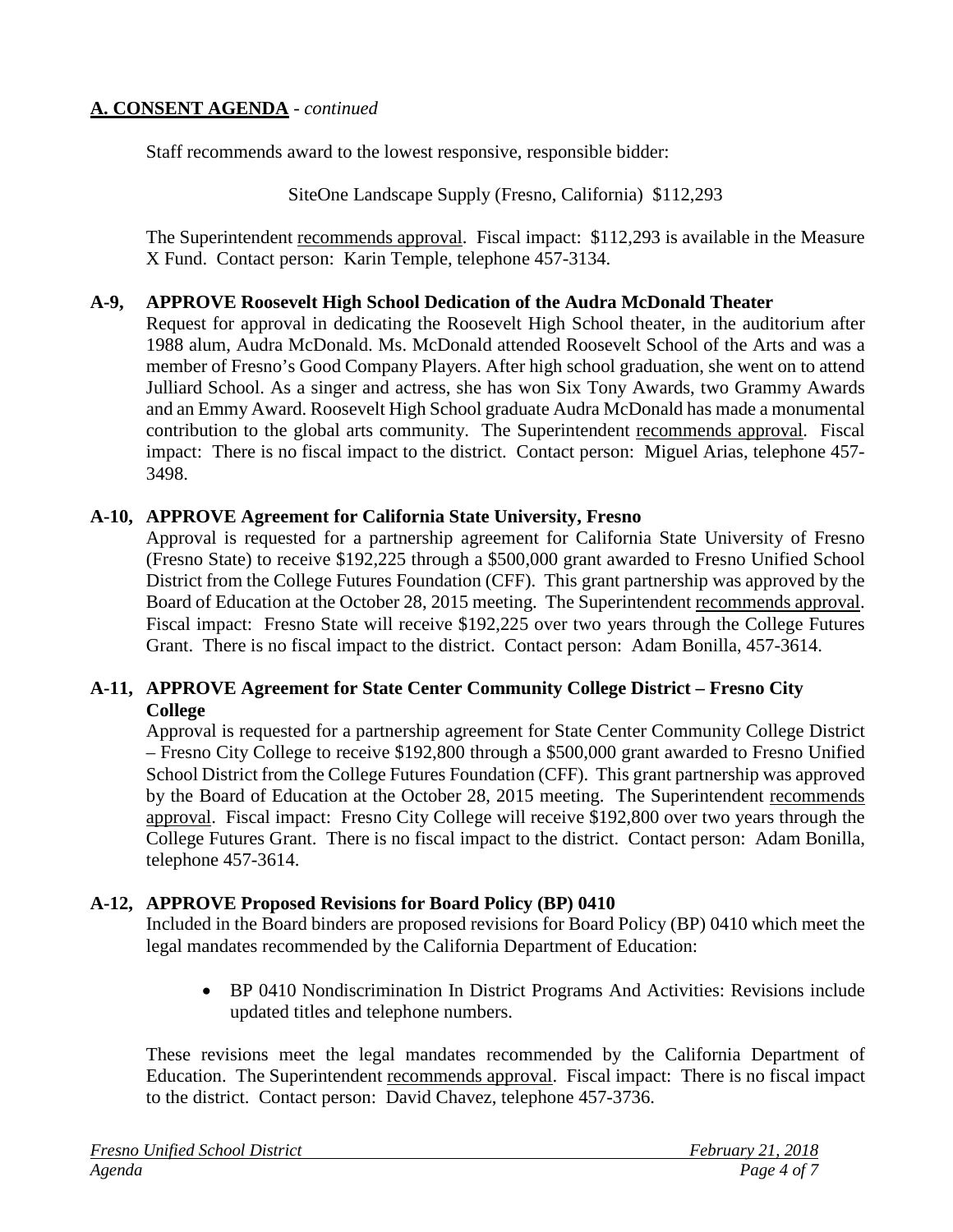## A. CONSENT AGENDA - *continued*

Staff recommends award to the lowest responsive, responsible bidder:

SiteOne Landscape Supply (Fresno, California) $112,293

The Superintendent recommends approval. Fiscal impact: $112,293 is available in the Measure X Fund. Contact person: Karin Temple, telephone 457-3134.

### A-9, APPROVE Roosevelt High School Dedication of the Audra McDonald Theater

Request for approval in dedicating the Roosevelt High School theater, in the auditorium after 1988 alum, Audra McDonald. Ms. McDonald attended Roosevelt School of the Arts and was a member of Fresno's Good Company Players. After high school graduation, she went on to attend Julliard School. As a singer and actress, she has won Six Tony Awards, two Grammy Awards and an Emmy Award. Roosevelt High School graduate Audra McDonald has made a monumental contribution to the global arts community. The Superintendent recommends approval. Fiscal impact: There is no fiscal impact to the district. Contact person: Miguel Arias, telephone 457-3498.

### A-10, APPROVE Agreement for California State University, Fresno

Approval is requested for a partnership agreement for California State University of Fresno (Fresno State) to receive $192,225 through a $500,000 grant awarded to Fresno Unified School District from the College Futures Foundation (CFF). This grant partnership was approved by the Board of Education at the October 28, 2015 meeting. The Superintendent recommends approval. Fiscal impact: Fresno State will receive $192,225 over two years through the College Futures Grant. There is no fiscal impact to the district. Contact person: Adam Bonilla, 457-3614.

### A-11, APPROVE Agreement for State Center Community College District – Fresno City College

Approval is requested for a partnership agreement for State Center Community College District – Fresno City College to receive $192,800 through a $500,000 grant awarded to Fresno Unified School District from the College Futures Foundation (CFF). This grant partnership was approved by the Board of Education at the October 28, 2015 meeting. The Superintendent recommends approval. Fiscal impact: Fresno City College will receive $192,800 over two years through the College Futures Grant. There is no fiscal impact to the district. Contact person: Adam Bonilla, telephone 457-3614.

### A-12, APPROVE Proposed Revisions for Board Policy (BP) 0410

Included in the Board binders are proposed revisions for Board Policy (BP) 0410 which meet the legal mandates recommended by the California Department of Education:

- BP 0410 Nondiscrimination In District Programs And Activities: Revisions include updated titles and telephone numbers.

These revisions meet the legal mandates recommended by the California Department of Education. The Superintendent recommends approval. Fiscal impact: There is no fiscal impact to the district. Contact person: David Chavez, telephone 457-3736.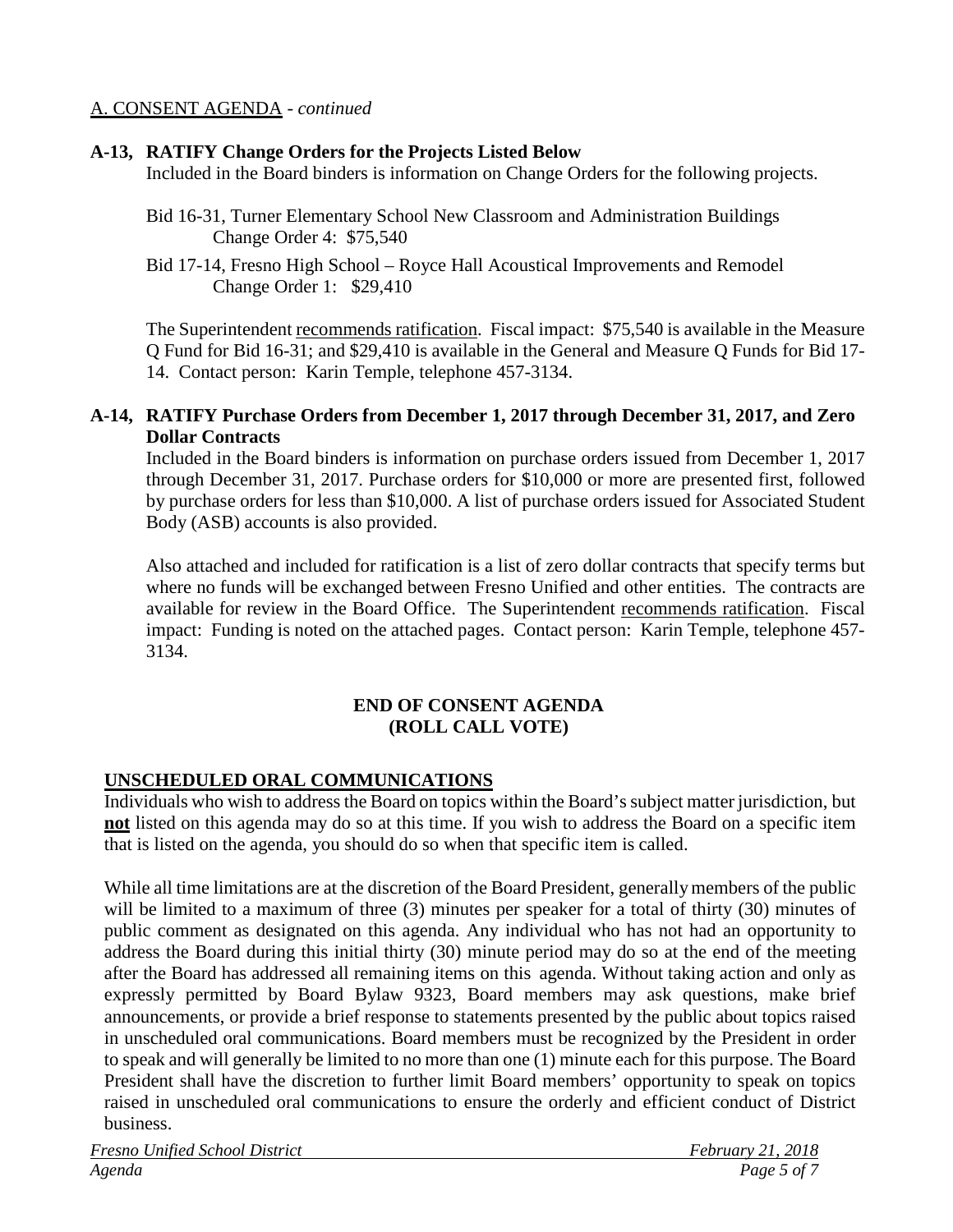A. CONSENT AGENDA - *continued*

**A-13, RATIFY Change Orders for the Projects Listed Below**

Included in the Board binders is information on Change Orders for the following projects.

Bid 16-31, Turner Elementary School New Classroom and Administration Buildings
Change Order 4: $75,540

Bid 17-14, Fresno High School – Royce Hall Acoustical Improvements and Remodel
Change Order 1: $29,410

The Superintendent recommends ratification. Fiscal impact: $75,540 is available in the Measure Q Fund for Bid 16-31; and $29,410 is available in the General and Measure Q Funds for Bid 17-14. Contact person: Karin Temple, telephone 457-3134.

**A-14, RATIFY Purchase Orders from December 1, 2017 through December 31, 2017, and Zero Dollar Contracts**

Included in the Board binders is information on purchase orders issued from December 1, 2017 through December 31, 2017. Purchase orders for $10,000 or more are presented first, followed by purchase orders for less than $10,000. A list of purchase orders issued for Associated Student Body (ASB) accounts is also provided.

Also attached and included for ratification is a list of zero dollar contracts that specify terms but where no funds will be exchanged between Fresno Unified and other entities. The contracts are available for review in the Board Office. The Superintendent recommends ratification. Fiscal impact: Funding is noted on the attached pages. Contact person: Karin Temple, telephone 457-3134.

**END OF CONSENT AGENDA**
**(ROLL CALL VOTE)**

## UNSCHEDULED ORAL COMMUNICATIONS

Individuals who wish to address the Board on topics within the Board's subject matter jurisdiction, but **not** listed on this agenda may do so at this time. If you wish to address the Board on a specific item that is listed on the agenda, you should do so when that specific item is called.

While all time limitations are at the discretion of the Board President, generally members of the public will be limited to a maximum of three (3) minutes per speaker for a total of thirty (30) minutes of public comment as designated on this agenda. Any individual who has not had an opportunity to address the Board during this initial thirty (30) minute period may do so at the end of the meeting after the Board has addressed all remaining items on this agenda. Without taking action and only as expressly permitted by Board Bylaw 9323, Board members may ask questions, make brief announcements, or provide a brief response to statements presented by the public about topics raised in unscheduled oral communications. Board members must be recognized by the President in order to speak and will generally be limited to no more than one (1) minute each for this purpose. The Board President shall have the discretion to further limit Board members' opportunity to speak on topics raised in unscheduled oral communications to ensure the orderly and efficient conduct of District business.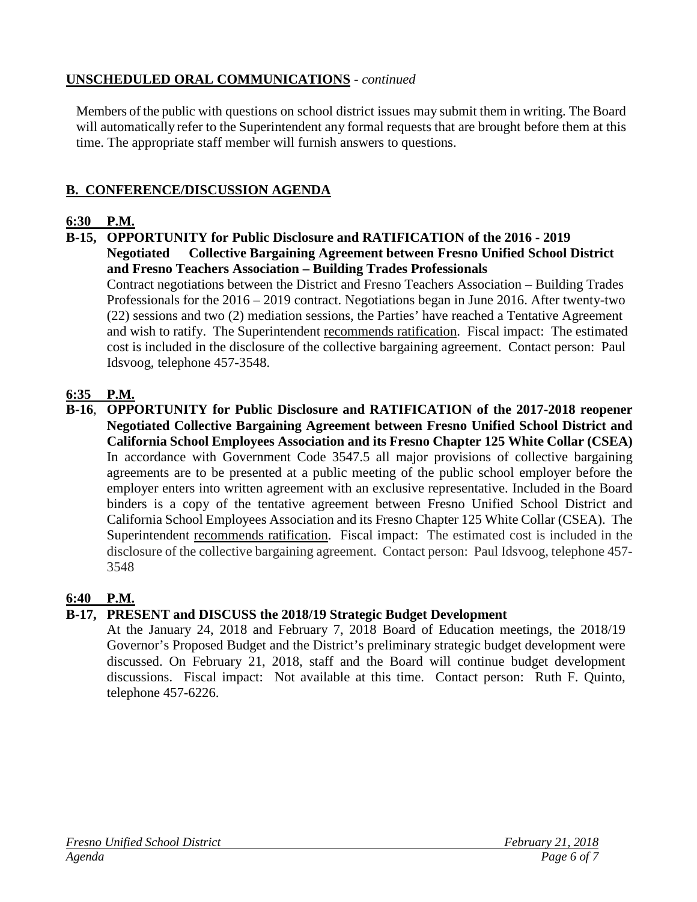**UNSCHEDULED ORAL COMMUNICATIONS** - *continued*

Members of the public with questions on school district issues may submit them in writing. The Board will automatically refer to the Superintendent any formal requests that are brought before them at this time. The appropriate staff member will furnish answers to questions.

## B. CONFERENCE/DISCUSSION AGENDA

**6:30 P.M.**

**B-15, OPPORTUNITY for Public Disclosure and RATIFICATION of the 2016 - 2019 Negotiated Collective Bargaining Agreement between Fresno Unified School District and Fresno Teachers Association – Building Trades Professionals**

Contract negotiations between the District and Fresno Teachers Association – Building Trades Professionals for the 2016 – 2019 contract. Negotiations began in June 2016. After twenty-two (22) sessions and two (2) mediation sessions, the Parties' have reached a Tentative Agreement and wish to ratify. The Superintendent recommends ratification. Fiscal impact: The estimated cost is included in the disclosure of the collective bargaining agreement. Contact person: Paul Idsvoog, telephone 457-3548.

**6:35 P.M.**

**B-16**, **OPPORTUNITY for Public Disclosure and RATIFICATION of the 2017-2018 reopener Negotiated Collective Bargaining Agreement between Fresno Unified School District and California School Employees Association and its Fresno Chapter 125 White Collar (CSEA)**

In accordance with Government Code 3547.5 all major provisions of collective bargaining agreements are to be presented at a public meeting of the public school employer before the employer enters into written agreement with an exclusive representative. Included in the Board binders is a copy of the tentative agreement between Fresno Unified School District and California School Employees Association and its Fresno Chapter 125 White Collar (CSEA). The Superintendent recommends ratification. Fiscal impact: The estimated cost is included in the disclosure of the collective bargaining agreement. Contact person: Paul Idsvoog, telephone 457-3548

**6:40 P.M.**

**B-17, PRESENT and DISCUSS the 2018/19 Strategic Budget Development**

At the January 24, 2018 and February 7, 2018 Board of Education meetings, the 2018/19 Governor's Proposed Budget and the District's preliminary strategic budget development were discussed. On February 21, 2018, staff and the Board will continue budget development discussions. Fiscal impact: Not available at this time. Contact person: Ruth F. Quinto, telephone 457-6226.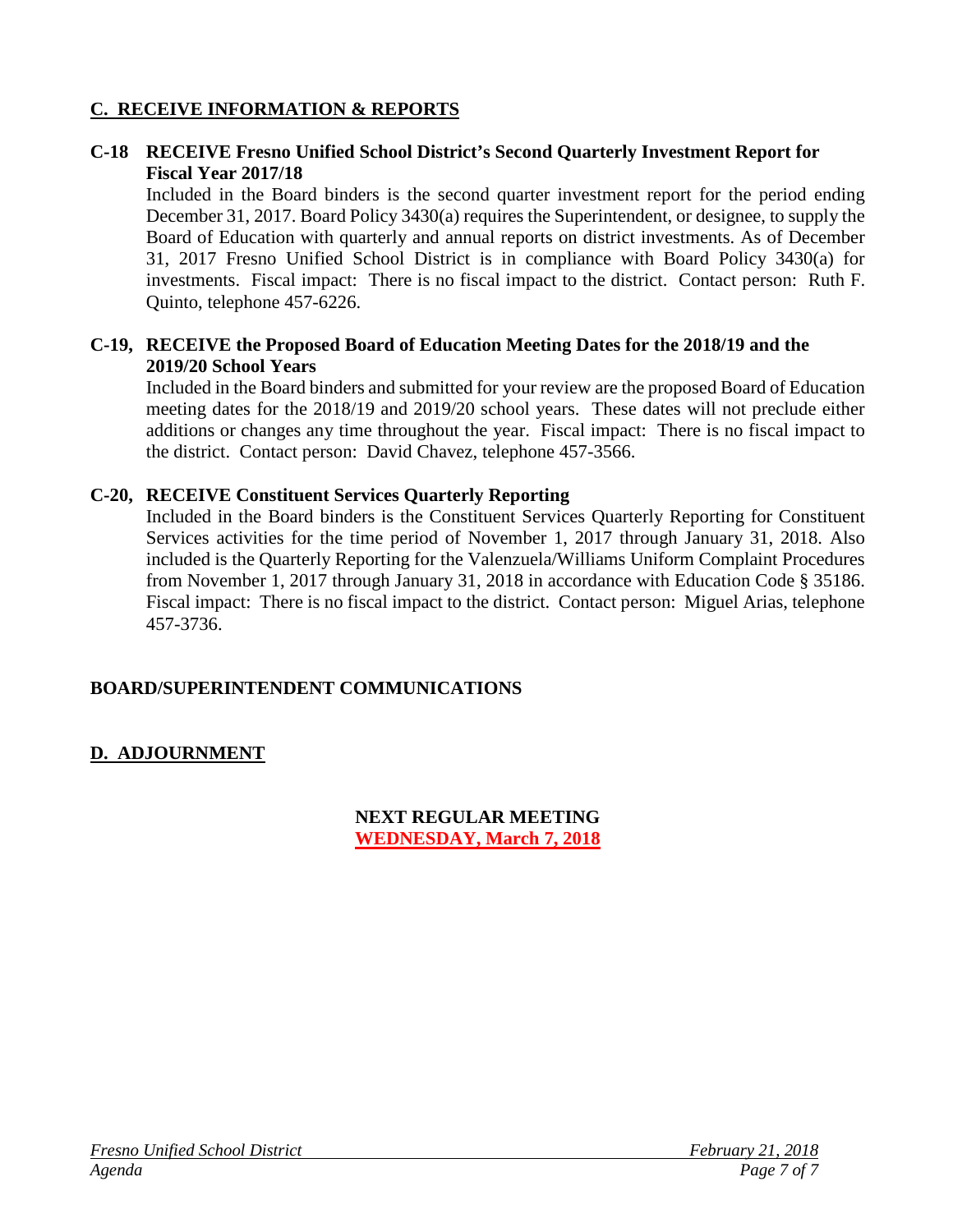## C. RECEIVE INFORMATION & REPORTS

**C-18 RECEIVE Fresno Unified School District's Second Quarterly Investment Report for Fiscal Year 2017/18**

Included in the Board binders is the second quarter investment report for the period ending December 31, 2017. Board Policy 3430(a) requires the Superintendent, or designee, to supply the Board of Education with quarterly and annual reports on district investments. As of December 31, 2017 Fresno Unified School District is in compliance with Board Policy 3430(a) for investments. Fiscal impact: There is no fiscal impact to the district. Contact person: Ruth F. Quinto, telephone 457-6226.

**C-19, RECEIVE the Proposed Board of Education Meeting Dates for the 2018/19 and the 2019/20 School Years**

Included in the Board binders and submitted for your review are the proposed Board of Education meeting dates for the 2018/19 and 2019/20 school years. These dates will not preclude either additions or changes any time throughout the year. Fiscal impact: There is no fiscal impact to the district. Contact person: David Chavez, telephone 457-3566.

**C-20, RECEIVE Constituent Services Quarterly Reporting**

Included in the Board binders is the Constituent Services Quarterly Reporting for Constituent Services activities for the time period of November 1, 2017 through January 31, 2018. Also included is the Quarterly Reporting for the Valenzuela/Williams Uniform Complaint Procedures from November 1, 2017 through January 31, 2018 in accordance with Education Code § 35186. Fiscal impact: There is no fiscal impact to the district. Contact person: Miguel Arias, telephone 457-3736.

## BOARD/SUPERINTENDENT COMMUNICATIONS

## D. ADJOURNMENT

**NEXT REGULAR MEETING**

**WEDNESDAY, March 7, 2018**